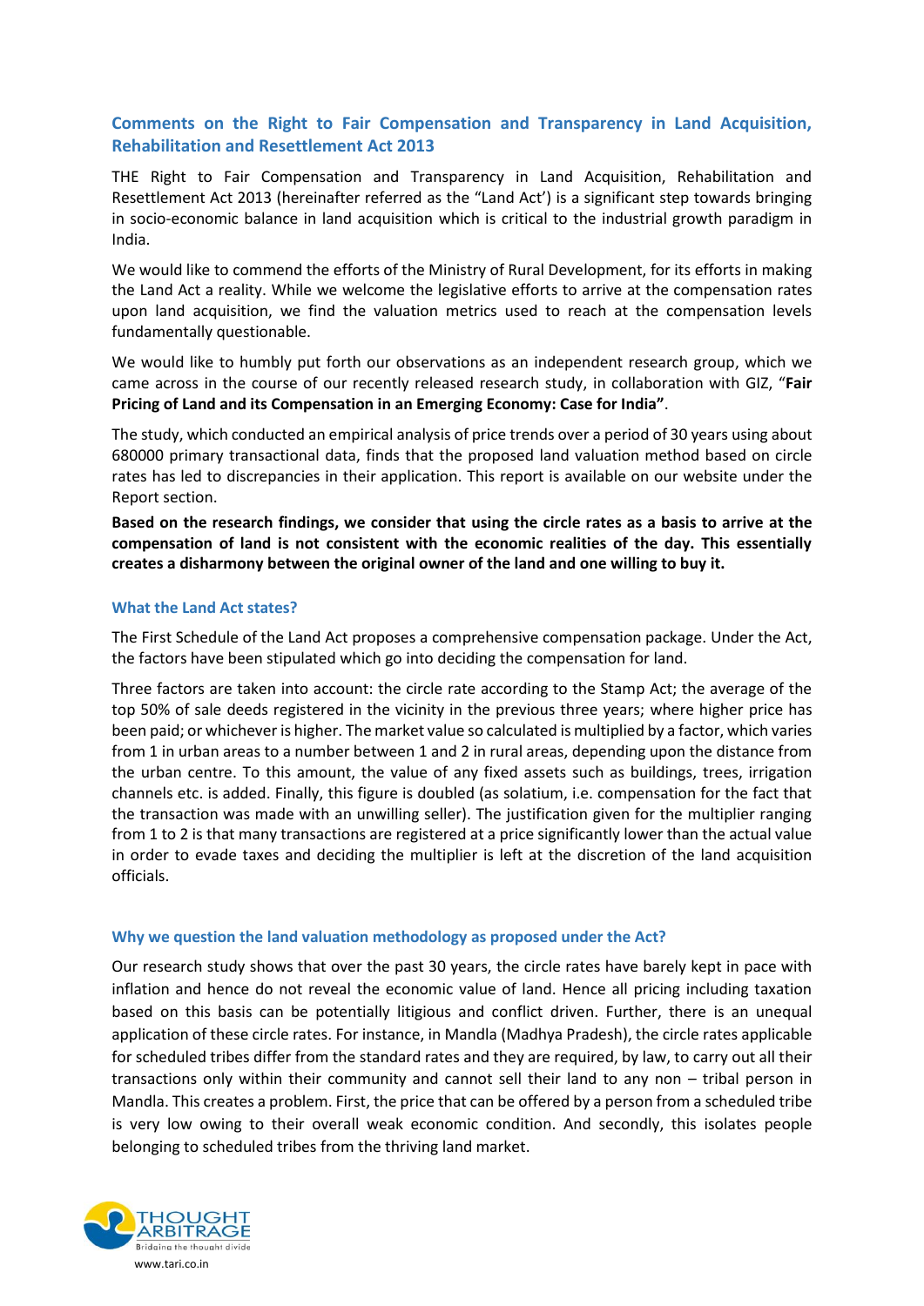## Comments on the Right to Fair Compensation and Transparency in Land Acquisition, Rehabilitation and Resettlement Act 2013

THE Right to Fair Compensation and Transparency in Land Acquisition, Rehabilitation and Resettlement Act 2013 (hereinafter referred as the "Land Act') is a significant step towards bringing in socio-economic balance in land acquisition which is critical to the industrial growth paradigm in India.

We would like to commend the efforts of the Ministry of Rural Development, for its efforts in making the Land Act a reality. While we welcome the legislative efforts to arrive at the compensation rates upon land acquisition, we find the valuation metrics used to reach at the compensation levels fundamentally questionable.

We would like to humbly put forth our observations as an independent research group, which we came across in the course of our recently released research study, in collaboration with GIZ, "**Fair Pricing of Land and its Compensation in an Emerging Economy: Case for India"**.

The study, which conducted an empirical analysis of price trends over a period of 30 years using about 680000 primary transactional data, finds that the proposed land valuation method based on circle rates has led to discrepancies in their application. This report is available on our website under the Report section.

**Based on the research findings, we consider that using the circle rates as a basis to arrive at the compensation of land is not consistent with the economic realities of the day. This essentially creates a disharmony between the original owner of the land and one willing to buy it.**

### What the Land Act states?

The First Schedule of the Land Act proposes a comprehensive compensation package. Under the Act, the factors have been stipulated which go into deciding the compensation for land.

Three factors are taken into account: the circle rate according to the Stamp Act; the average of the top 50% of sale deeds registered in the vicinity in the previous three years; where higher price has been paid; or whichever is higher. The market value so calculated is multiplied by a factor, which varies from 1 in urban areas to a number between 1 and 2 in rural areas, depending upon the distance from the urban centre. To this amount, the value of any fixed assets such as buildings, trees, irrigation channels etc. is added. Finally, this figure is doubled (as solatium, i.e. compensation for the fact that the transaction was made with an unwilling seller). The justification given for the multiplier ranging from 1 to 2 is that many transactions are registered at a price significantly lower than the actual value in order to evade taxes and deciding the multiplier is left at the discretion of the land acquisition officials.

### Why we question the land valuation methodology as proposed under the Act?

Our research study shows that over the past 30 years, the circle rates have barely kept in pace with inflation and hence do not reveal the economic value of land. Hence all pricing including taxation based on this basis can be potentially litigious and conflict driven. Further, there is an unequal application of these circle rates. For instance, in Mandla (Madhya Pradesh), the circle rates applicable for scheduled tribes differ from the standard rates and they are required, by law, to carry out all their transactions only within their community and cannot sell their land to any non – tribal person in Mandla. This creates a problem. First, the price that can be offered by a person from a scheduled tribe is very low owing to their overall weak economic condition. And secondly, this isolates people belonging to scheduled tribes from the thriving land market.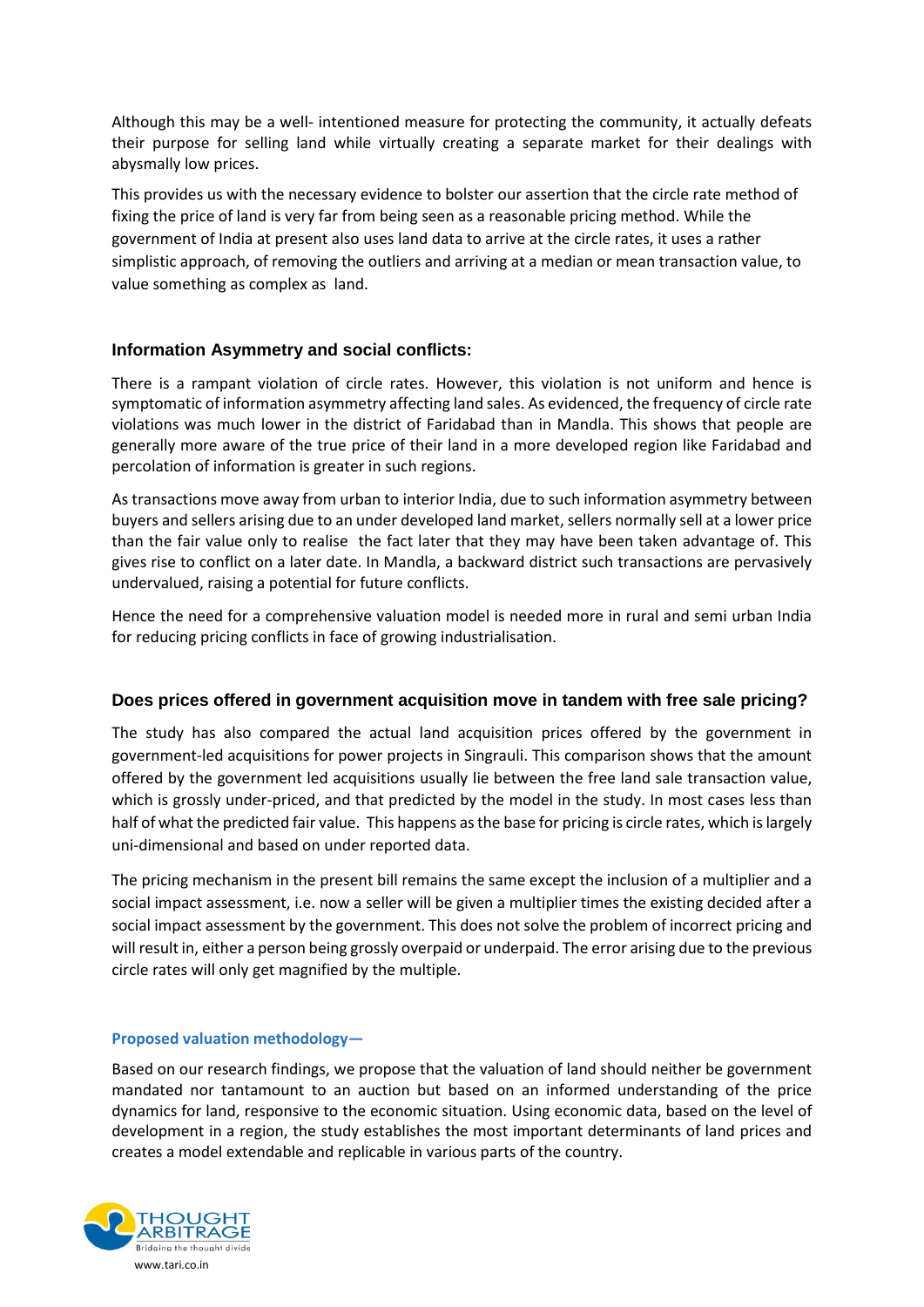Although this may be a well- intentioned measure for protecting the community, it actually defeats their purpose for selling land while virtually creating a separate market for their dealings with abysmally low prices.

This provides us with the necessary evidence to bolster our assertion that the circle rate method of fixing the price of land is very far from being seen as a reasonable pricing method. While the government of India at present also uses land data to arrive at the circle rates, it uses a rather simplistic approach, of removing the outliers and arriving at a median or mean transaction value, to value something as complex as land.

### Information Asymmetry and social conflicts:

There is a rampant violation of circle rates. However, this violation is not uniform and hence is symptomatic of information asymmetry affecting land sales. As evidenced, the frequency of circle rate violations was much lower in the district of Faridabad than in Mandla. This shows that people are generally more aware of the true price of their land in a more developed region like Faridabad and percolation of information is greater in such regions.

As transactions move away from urban to interior India, due to such information asymmetry between buyers and sellers arising due to an under developed land market, sellers normally sell at a lower price than the fair value only to realise the fact later that they may have been taken advantage of. This gives rise to conflict on a later date. In Mandla, a backward district such transactions are pervasively undervalued, raising a potential for future conflicts.

Hence the need for a comprehensive valuation model is needed more in rural and semi urban India for reducing pricing conflicts in face of growing industrialisation.

### Does prices offered in government acquisition move in tandem with free sale pricing?

The study has also compared the actual land acquisition prices offered by the government in government-led acquisitions for power projects in Singrauli. This comparison shows that the amount offered by the government led acquisitions usually lie between the free land sale transaction value, which is grossly under-priced, and that predicted by the model in the study. In most cases less than half of what the predicted fair value. This happens as the base for pricing is circle rates, which is largely uni-dimensional and based on under reported data.

The pricing mechanism in the present bill remains the same except the inclusion of a multiplier and a social impact assessment, i.e. now a seller will be given a multiplier times the existing decided after a social impact assessment by the government. This does not solve the problem of incorrect pricing and will result in, either a person being grossly overpaid or underpaid. The error arising due to the previous circle rates will only get magnified by the multiple.

#### Proposed valuation methodology—

Based on our research findings, we propose that the valuation of land should neither be government mandated nor tantamount to an auction but based on an informed understanding of the price dynamics for land, responsive to the economic situation. Using economic data, based on the level of development in a region, the study establishes the most important determinants of land prices and creates a model extendable and replicable in various parts of the country.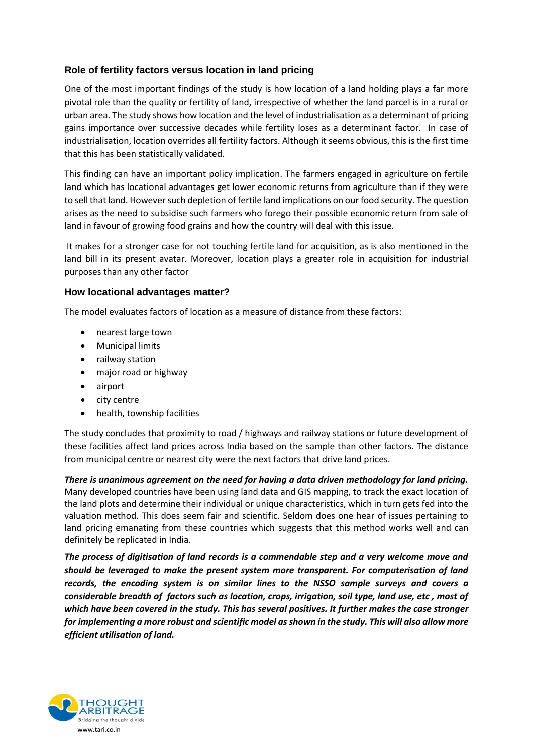### Role of fertility factors versus location in land pricing

One of the most important findings of the study is how location of a land holding plays a far more pivotal role than the quality or fertility of land, irrespective of whether the land parcel is in a rural or urban area. The study shows how location and the level of industrialisation as a determinant of pricing gains importance over successive decades while fertility loses as a determinant factor. In case of industrialisation, location overrides all fertility factors. Although it seems obvious, this is the first time that this has been statistically validated.

This finding can have an important policy implication. The farmers engaged in agriculture on fertile land which has locational advantages get lower economic returns from agriculture than if they were to sell that land. However such depletion of fertile land implications on our food security. The question arises as the need to subsidise such farmers who forego their possible economic return from sale of land in favour of growing food grains and how the country will deal with this issue.

It makes for a stronger case for not touching fertile land for acquisition, as is also mentioned in the land bill in its present avatar. Moreover, location plays a greater role in acquisition for industrial purposes than any other factor

### How locational advantages matter?

The model evaluates factors of location as a measure of distance from these factors:

- nearest large town
- Municipal limits
- railway station
- major road or highway
- airport
- city centre
- health, township facilities

The study concludes that proximity to road / highways and railway stations or future development of these facilities affect land prices across India based on the sample than other factors. The distance from municipal centre or nearest city were the next factors that drive land prices.

***There is unanimous agreement on the need for having a data driven methodology for land pricing.*** Many developed countries have been using land data and GIS mapping, to track the exact location of the land plots and determine their individual or unique characteristics, which in turn gets fed into the valuation method. This does seem fair and scientific. Seldom does one hear of issues pertaining to land pricing emanating from these countries which suggests that this method works well and can definitely be replicated in India.

***The process of digitisation of land records is a commendable step and a very welcome move and should be leveraged to make the present system more transparent. For computerisation of land records, the encoding system is on similar lines to the NSSO sample surveys and covers a considerable breadth of factors such as location, crops, irrigation, soil type, land use, etc , most of which have been covered in the study. This has several positives. It further makes the case stronger for implementing a more robust and scientific model as shown in the study. This will also allow more efficient utilisation of land.***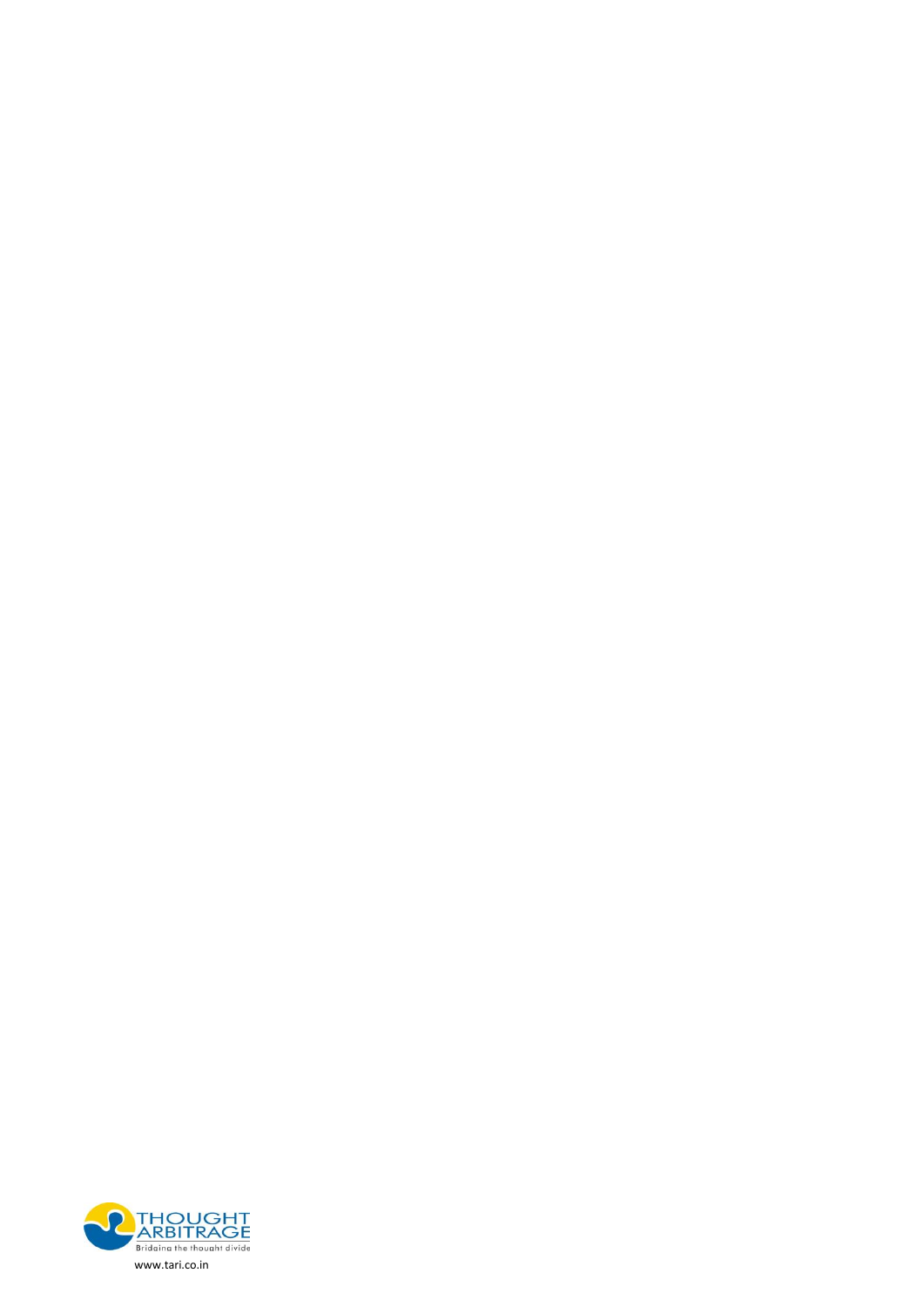THOUGHT ARBITRAGE

Bridging the thought divide

www.tari.co.in